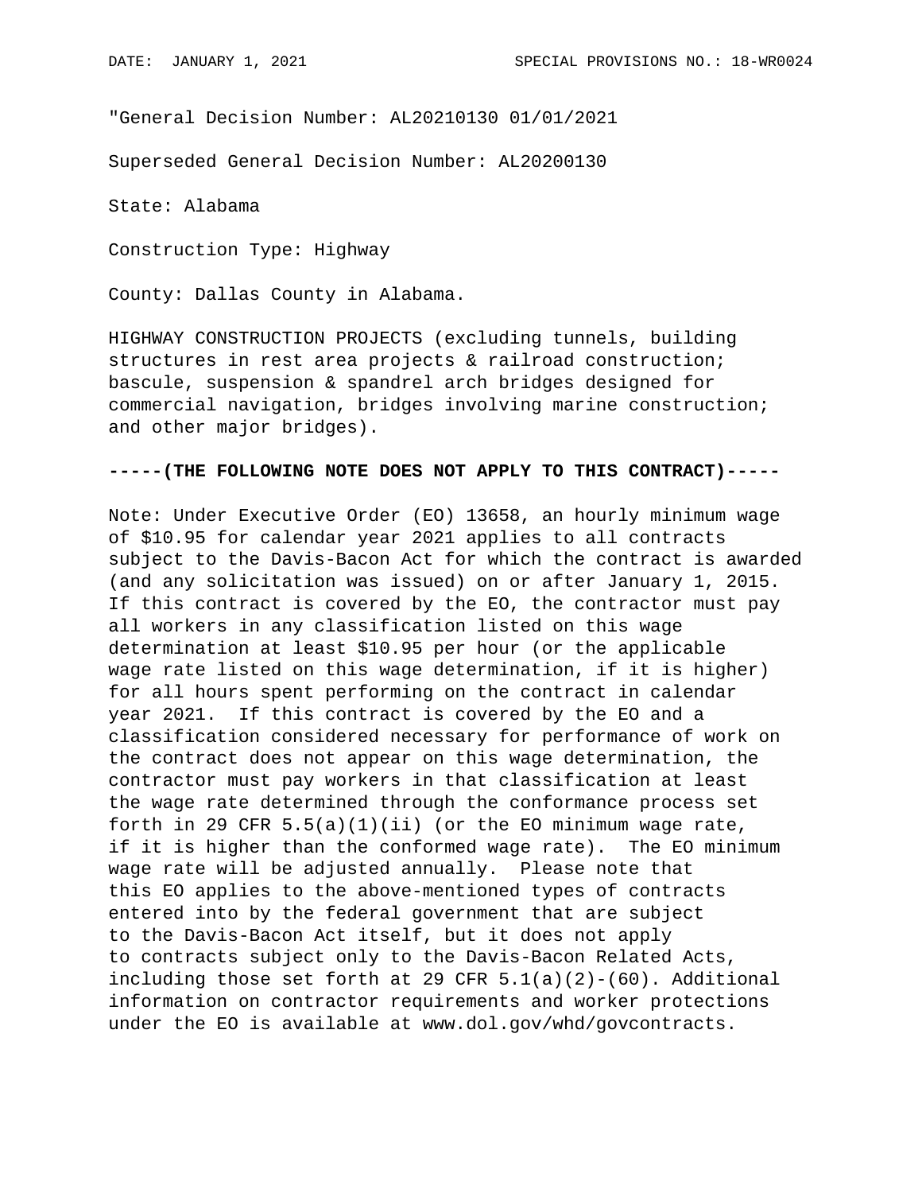"General Decision Number: AL20210130 01/01/2021

Superseded General Decision Number: AL20200130

State: Alabama

Construction Type: Highway

County: Dallas County in Alabama.

HIGHWAY CONSTRUCTION PROJECTS (excluding tunnels, building structures in rest area projects & railroad construction; bascule, suspension & spandrel arch bridges designed for commercial navigation, bridges involving marine construction; and other major bridges).

**-----(THE FOLLOWING NOTE DOES NOT APPLY TO THIS CONTRACT)-----**

Note: Under Executive Order (EO) 13658, an hourly minimum wage of $10.95 for calendar year 2021 applies to all contracts subject to the Davis-Bacon Act for which the contract is awarded (and any solicitation was issued) on or after January 1, 2015. If this contract is covered by the EO, the contractor must pay all workers in any classification listed on this wage determination at least $10.95 per hour (or the applicable wage rate listed on this wage determination, if it is higher) for all hours spent performing on the contract in calendar year 2021. If this contract is covered by the EO and a classification considered necessary for performance of work on the contract does not appear on this wage determination, the contractor must pay workers in that classification at least the wage rate determined through the conformance process set forth in 29 CFR 5.5(a)(1)(ii) (or the EO minimum wage rate, if it is higher than the conformed wage rate). The EO minimum wage rate will be adjusted annually. Please note that this EO applies to the above-mentioned types of contracts entered into by the federal government that are subject to the Davis-Bacon Act itself, but it does not apply to contracts subject only to the Davis-Bacon Related Acts, including those set forth at 29 CFR 5.1(a)(2)-(60). Additional information on contractor requirements and worker protections under the EO is available at www.dol.gov/whd/govcontracts.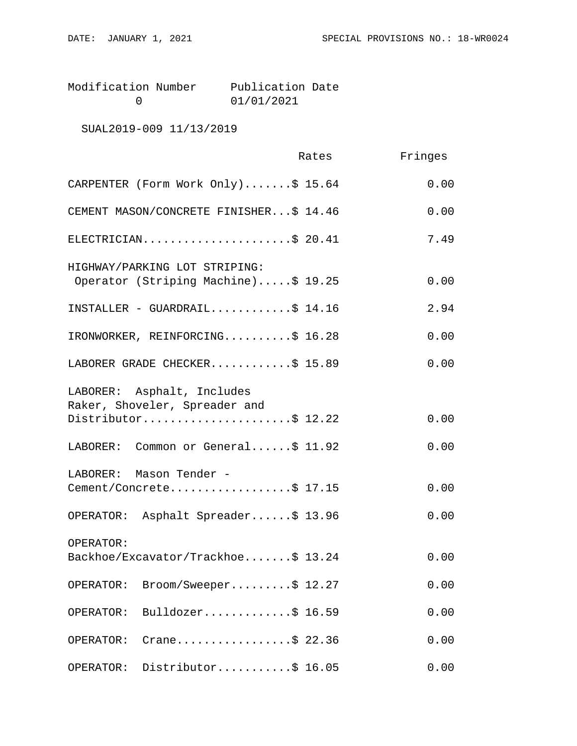| Modification Number | Publication Date |
|---|---|
| 0 | 01/01/2021 |

SUAL2019-009 11/13/2019

| | Rates | Fringes |
|---|---|---|
| CARPENTER (Form Work Only) | $ 15.64 | 0.00 |
| CEMENT MASON/CONCRETE FINISHER | $ 14.46 | 0.00 |
| ELECTRICIAN | $ 20.41 | 7.49 |
| HIGHWAY/PARKING LOT STRIPING: Operator (Striping Machine) | $ 19.25 | 0.00 |
| INSTALLER - GUARDRAIL | $ 14.16 | 2.94 |
| IRONWORKER, REINFORCING | $ 16.28 | 0.00 |
| LABORER GRADE CHECKER | $ 15.89 | 0.00 |
| LABORER: Asphalt, Includes Raker, Shoveler, Spreader and Distributor | $ 12.22 | 0.00 |
| LABORER: Common or General | $ 11.92 | 0.00 |
| LABORER: Mason Tender - Cement/Concrete | $ 17.15 | 0.00 |
| OPERATOR: Asphalt Spreader | $ 13.96 | 0.00 |
| OPERATOR: Backhoe/Excavator/Trackhoe | $ 13.24 | 0.00 |
| OPERATOR: Broom/Sweeper | $ 12.27 | 0.00 |
| OPERATOR: Bulldozer | $ 16.59 | 0.00 |
| OPERATOR: Crane | $ 22.36 | 0.00 |
| OPERATOR: Distributor | $ 16.05 | 0.00 |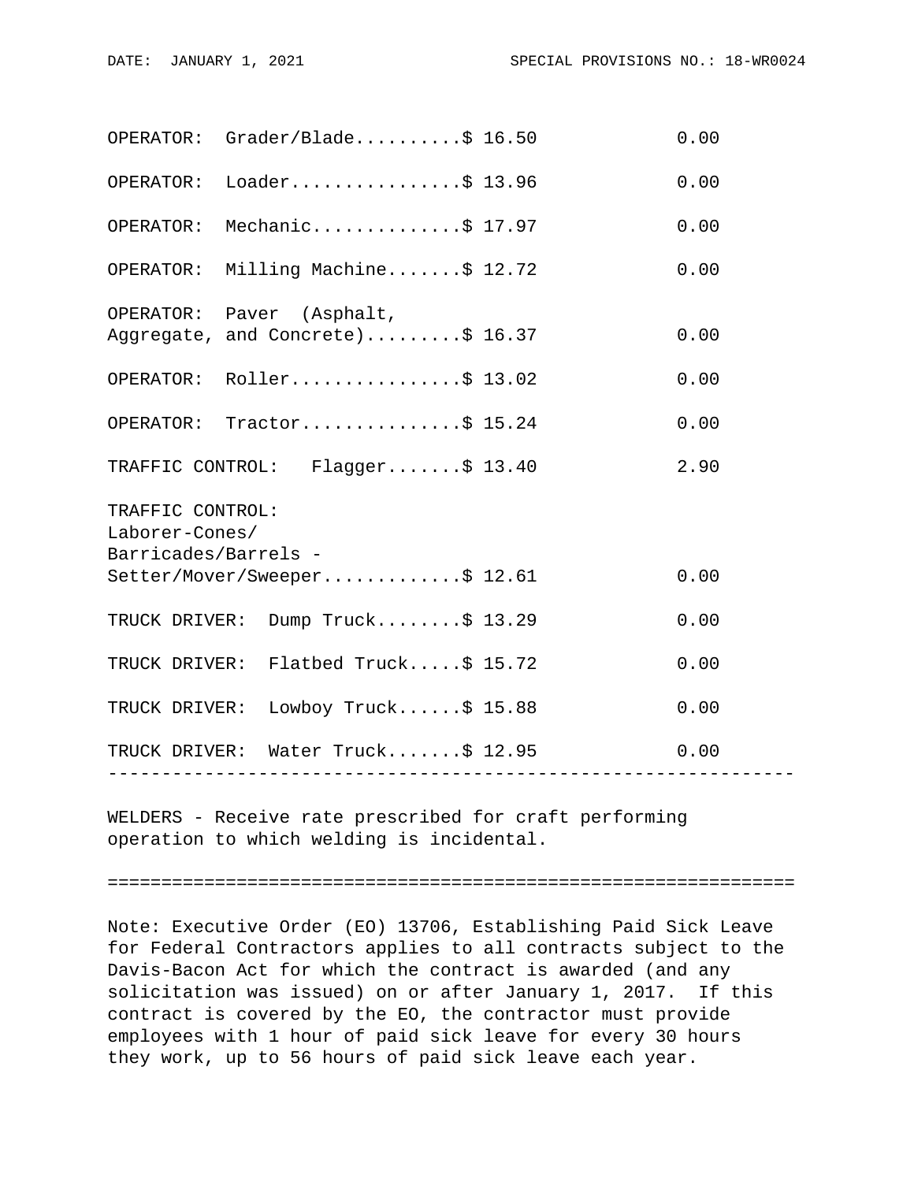| Classification | Rates | Fringes |
|---|---|---|
| OPERATOR: Grader/Blade | $ 16.50 | 0.00 |
| OPERATOR: Loader | $ 13.96 | 0.00 |
| OPERATOR: Mechanic | $ 17.97 | 0.00 |
| OPERATOR: Milling Machine | $ 12.72 | 0.00 |
| OPERATOR: Paver (Asphalt, Aggregate, and Concrete) | $ 16.37 | 0.00 |
| OPERATOR: Roller | $ 13.02 | 0.00 |
| OPERATOR: Tractor | $ 15.24 | 0.00 |
| TRAFFIC CONTROL: Flagger | $ 13.40 | 2.90 |
| TRAFFIC CONTROL: Laborer-Cones/ Barricades/Barrels - Setter/Mover/Sweeper | $ 12.61 | 0.00 |
| TRUCK DRIVER: Dump Truck | $ 13.29 | 0.00 |
| TRUCK DRIVER: Flatbed Truck | $ 15.72 | 0.00 |
| TRUCK DRIVER: Lowboy Truck | $ 15.88 | 0.00 |
| TRUCK DRIVER: Water Truck | $ 12.95 | 0.00 |

---

WELDERS - Receive rate prescribed for craft performing operation to which welding is incidental.

---

Note: Executive Order (EO) 13706, Establishing Paid Sick Leave for Federal Contractors applies to all contracts subject to the Davis-Bacon Act for which the contract is awarded (and any solicitation was issued) on or after January 1, 2017. If this contract is covered by the EO, the contractor must provide employees with 1 hour of paid sick leave for every 30 hours they work, up to 56 hours of paid sick leave each year.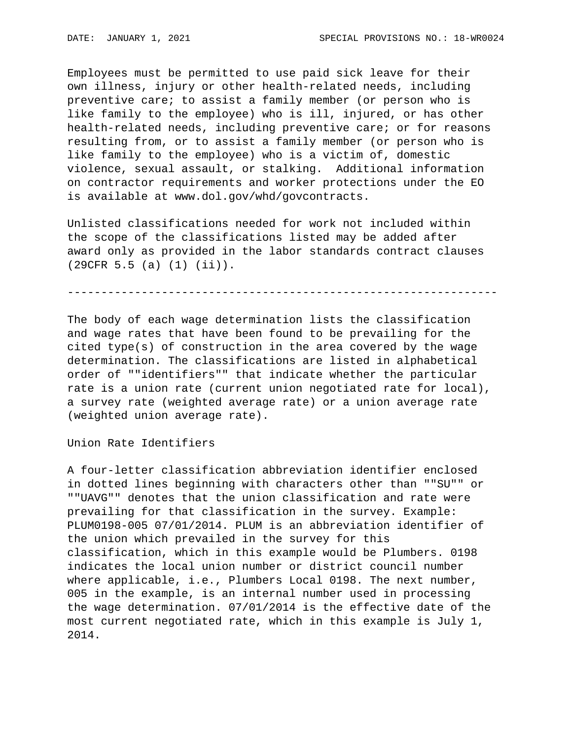Employees must be permitted to use paid sick leave for their own illness, injury or other health-related needs, including preventive care; to assist a family member (or person who is like family to the employee) who is ill, injured, or has other health-related needs, including preventive care; or for reasons resulting from, or to assist a family member (or person who is like family to the employee) who is a victim of, domestic violence, sexual assault, or stalking. Additional information on contractor requirements and worker protections under the EO is available at www.dol.gov/whd/govcontracts.

Unlisted classifications needed for work not included within the scope of the classifications listed may be added after award only as provided in the labor standards contract clauses (29CFR 5.5 (a) (1) (ii)).

----------------------------------------------------------------

The body of each wage determination lists the classification and wage rates that have been found to be prevailing for the cited type(s) of construction in the area covered by the wage determination. The classifications are listed in alphabetical order of ""identifiers"" that indicate whether the particular rate is a union rate (current union negotiated rate for local), a survey rate (weighted average rate) or a union average rate (weighted union average rate).

Union Rate Identifiers

A four-letter classification abbreviation identifier enclosed in dotted lines beginning with characters other than ""SU"" or ""UAVG"" denotes that the union classification and rate were prevailing for that classification in the survey. Example: PLUM0198-005 07/01/2014. PLUM is an abbreviation identifier of the union which prevailed in the survey for this classification, which in this example would be Plumbers. 0198 indicates the local union number or district council number where applicable, i.e., Plumbers Local 0198. The next number, 005 in the example, is an internal number used in processing the wage determination. 07/01/2014 is the effective date of the most current negotiated rate, which in this example is July 1, 2014.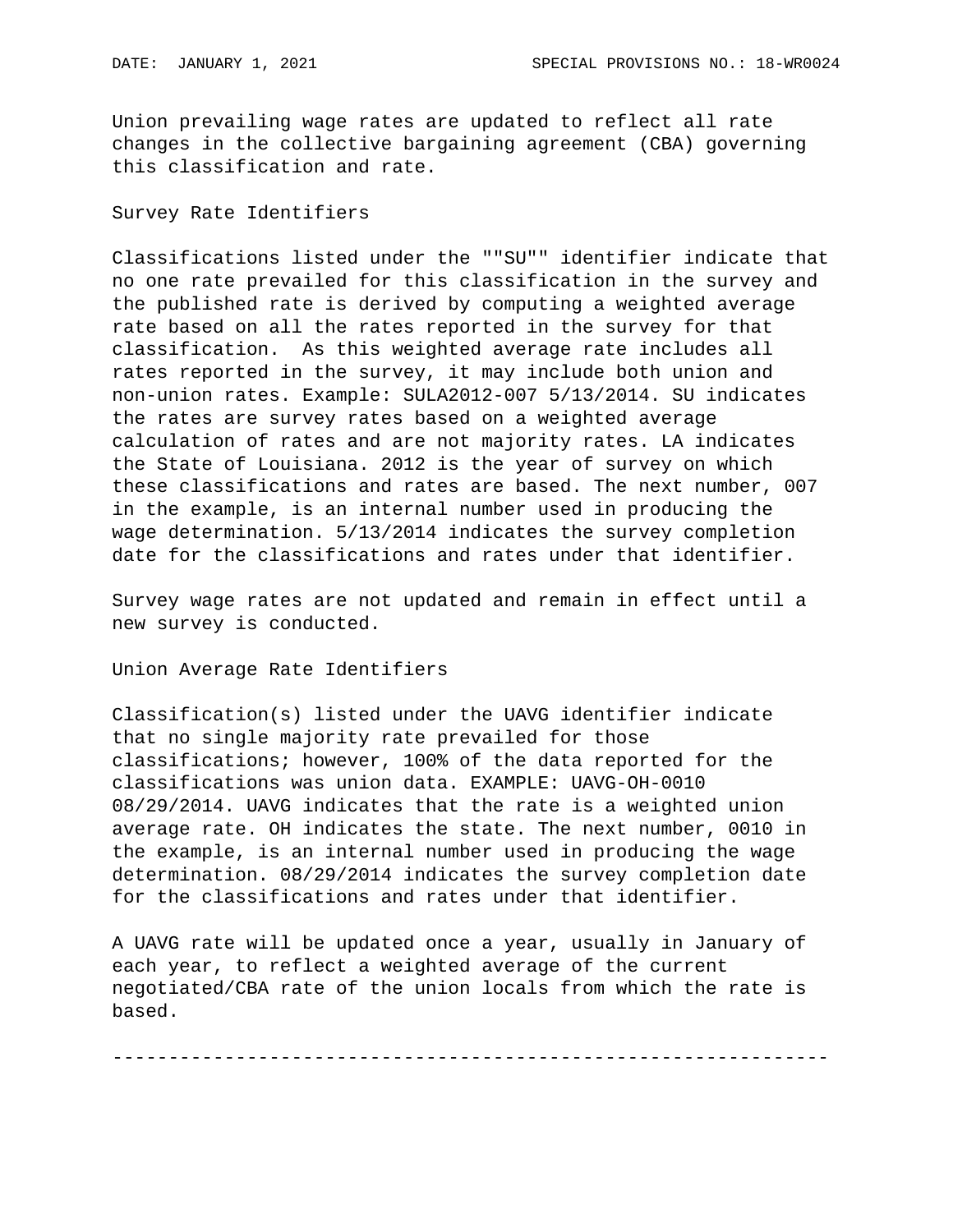Union prevailing wage rates are updated to reflect all rate changes in the collective bargaining agreement (CBA) governing this classification and rate.

Survey Rate Identifiers

Classifications listed under the ""SU"" identifier indicate that no one rate prevailed for this classification in the survey and the published rate is derived by computing a weighted average rate based on all the rates reported in the survey for that classification.  As this weighted average rate includes all rates reported in the survey, it may include both union and non-union rates. Example: SULA2012-007 5/13/2014. SU indicates the rates are survey rates based on a weighted average calculation of rates and are not majority rates. LA indicates the State of Louisiana. 2012 is the year of survey on which these classifications and rates are based. The next number, 007 in the example, is an internal number used in producing the wage determination. 5/13/2014 indicates the survey completion date for the classifications and rates under that identifier.

Survey wage rates are not updated and remain in effect until a new survey is conducted.

Union Average Rate Identifiers

Classification(s) listed under the UAVG identifier indicate that no single majority rate prevailed for those classifications; however, 100% of the data reported for the classifications was union data. EXAMPLE: UAVG-OH-0010 08/29/2014. UAVG indicates that the rate is a weighted union average rate. OH indicates the state. The next number, 0010 in the example, is an internal number used in producing the wage determination. 08/29/2014 indicates the survey completion date for the classifications and rates under that identifier.

A UAVG rate will be updated once a year, usually in January of each year, to reflect a weighted average of the current negotiated/CBA rate of the union locals from which the rate is based.

----------------------------------------------------------------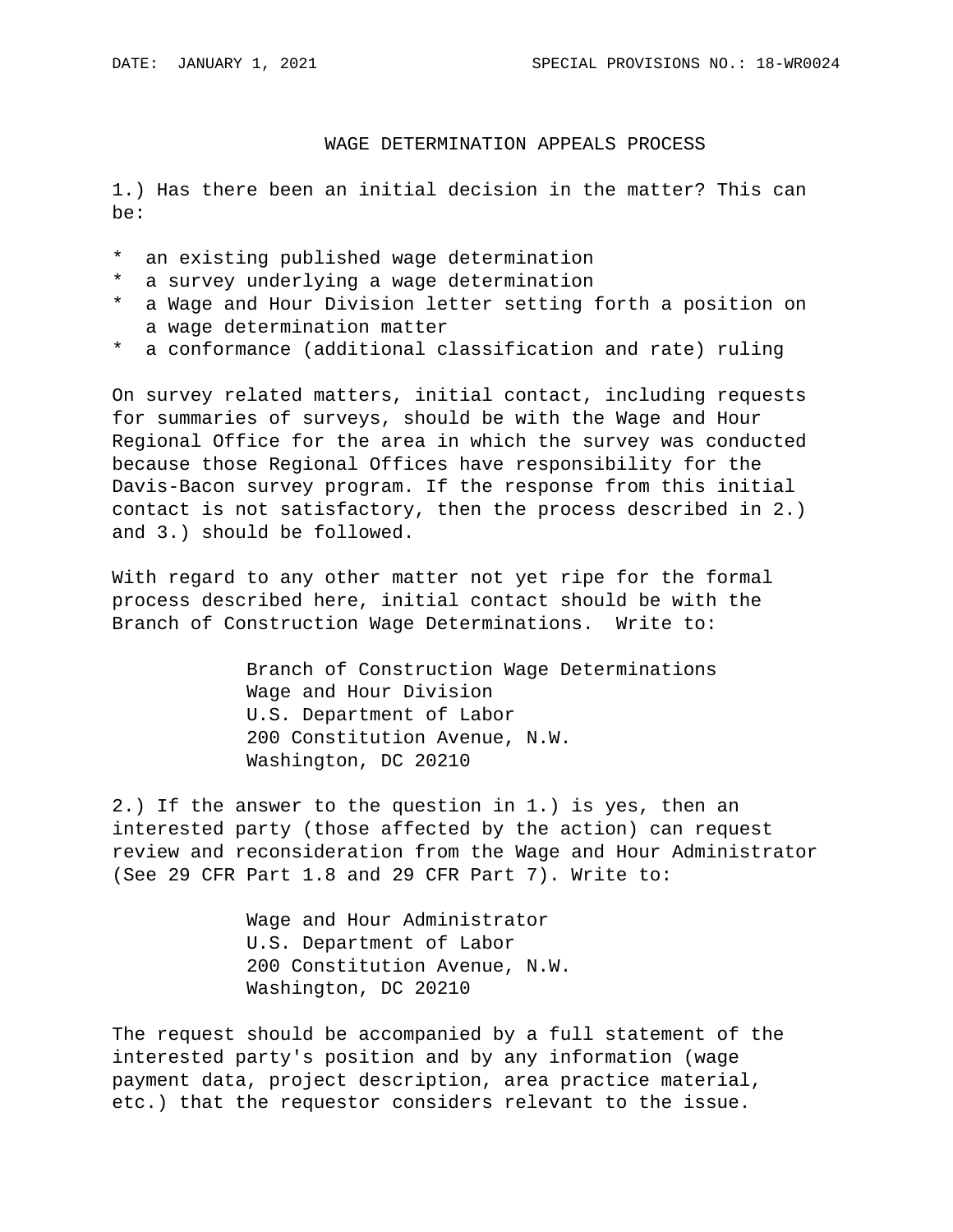# WAGE DETERMINATION APPEALS PROCESS

1.) Has there been an initial decision in the matter? This can be:

* an existing published wage determination
* a survey underlying a wage determination
* a Wage and Hour Division letter setting forth a position on a wage determination matter
* a conformance (additional classification and rate) ruling

On survey related matters, initial contact, including requests for summaries of surveys, should be with the Wage and Hour Regional Office for the area in which the survey was conducted because those Regional Offices have responsibility for the Davis-Bacon survey program. If the response from this initial contact is not satisfactory, then the process described in 2.) and 3.) should be followed.

With regard to any other matter not yet ripe for the formal process described here, initial contact should be with the Branch of Construction Wage Determinations. Write to:

Branch of Construction Wage Determinations
Wage and Hour Division
U.S. Department of Labor
200 Constitution Avenue, N.W.
Washington, DC 20210

2.) If the answer to the question in 1.) is yes, then an interested party (those affected by the action) can request review and reconsideration from the Wage and Hour Administrator (See 29 CFR Part 1.8 and 29 CFR Part 7). Write to:

Wage and Hour Administrator
U.S. Department of Labor
200 Constitution Avenue, N.W.
Washington, DC 20210

The request should be accompanied by a full statement of the interested party's position and by any information (wage payment data, project description, area practice material, etc.) that the requestor considers relevant to the issue.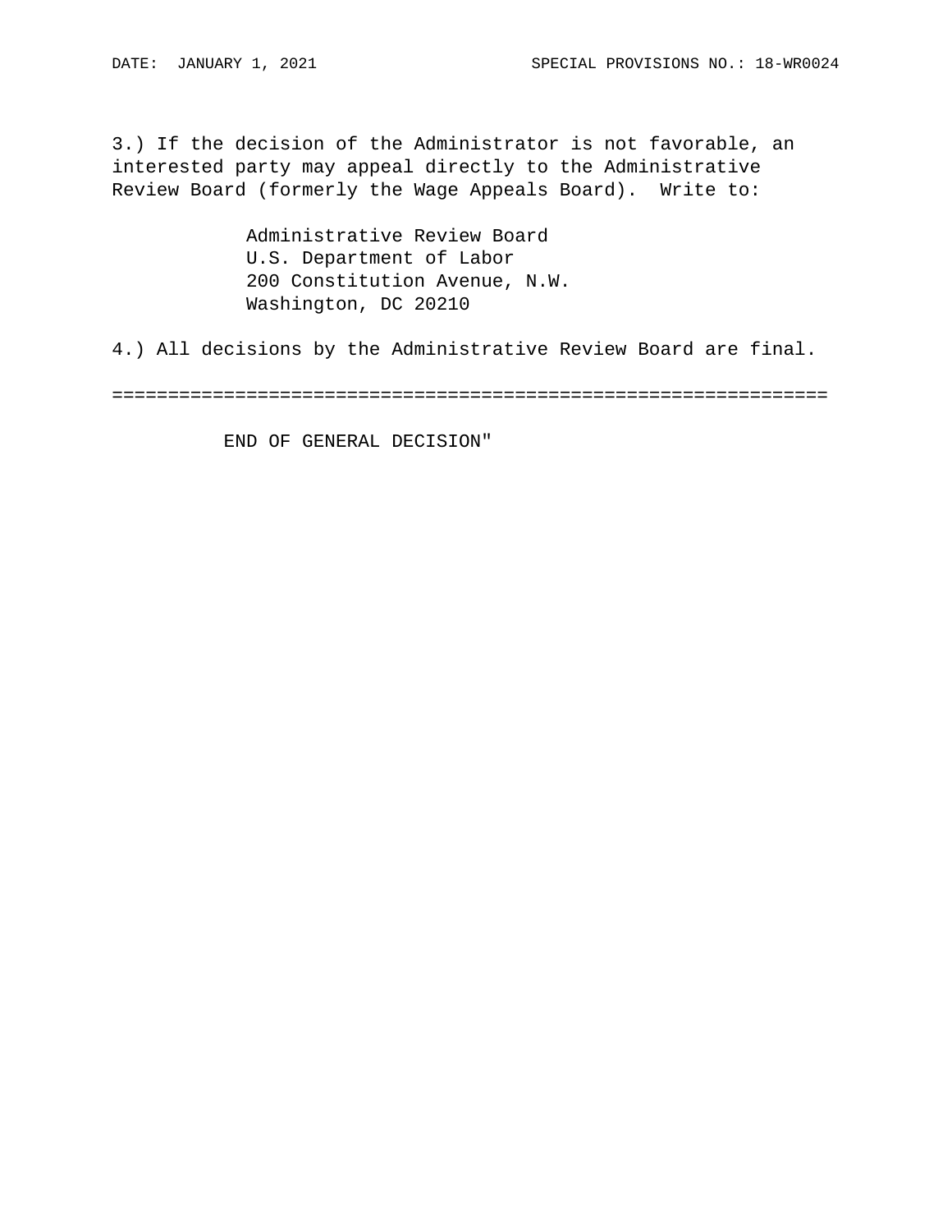3.) If the decision of the Administrator is not favorable, an interested party may appeal directly to the Administrative Review Board (formerly the Wage Appeals Board). Write to:

Administrative Review Board  
U.S. Department of Labor  
200 Constitution Avenue, N.W.  
Washington, DC 20210

4.) All decisions by the Administrative Review Board are final.

================================================================

END OF GENERAL DECISION"